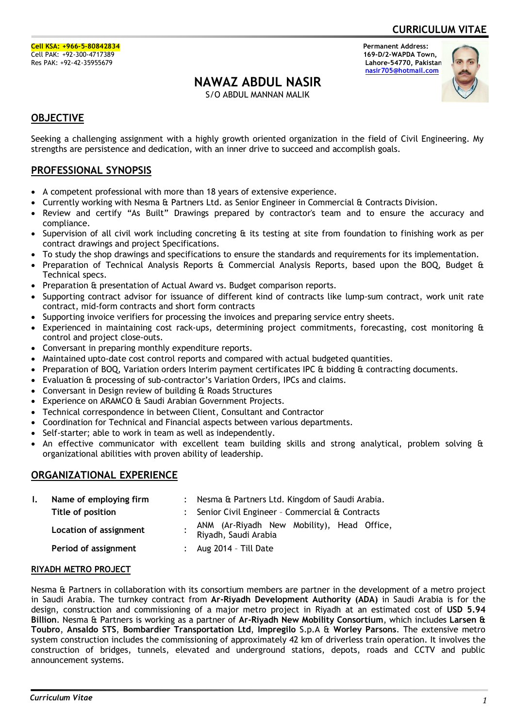# CURRICULUM VITAE

**Cell KSA: +966-5-80842834**
Cell PAK: +92-300-4717389
Res PAK: +92-42-35955679

**Permanent Address:**
**169-D/2-WAPDA Town,**
**Lahore-54770, Pakistan**
**nasir705@hotmail.com**

# NAWAZ ABDUL NASIR

S/O ABDUL MANNAN MALIK

## OBJECTIVE

Seeking a challenging assignment with a highly growth oriented organization in the field of Civil Engineering. My strengths are persistence and dedication, with an inner drive to succeed and accomplish goals.

## PROFESSIONAL SYNOPSIS

- A competent professional with more than 18 years of extensive experience.
- Currently working with Nesma & Partners Ltd. as Senior Engineer in Commercial & Contracts Division.
- Review and certify "As Built" Drawings prepared by contractor's team and to ensure the accuracy and compliance.
- Supervision of all civil work including concreting & its testing at site from foundation to finishing work as per contract drawings and project Specifications.
- To study the shop drawings and specifications to ensure the standards and requirements for its implementation.
- Preparation of Technical Analysis Reports & Commercial Analysis Reports, based upon the BOQ, Budget & Technical specs.
- Preparation & presentation of Actual Award vs. Budget comparison reports.
- Supporting contract advisor for issuance of different kind of contracts like lump-sum contract, work unit rate contract, mid-form contracts and short form contracts
- Supporting invoice verifiers for processing the invoices and preparing service entry sheets.
- Experienced in maintaining cost rack-ups, determining project commitments, forecasting, cost monitoring & control and project close-outs.
- Conversant in preparing monthly expenditure reports.
- Maintained upto-date cost control reports and compared with actual budgeted quantities.
- Preparation of BOQ, Variation orders Interim payment certificates IPC & bidding & contracting documents.
- Evaluation & processing of sub-contractor's Variation Orders, IPCs and claims.
- Conversant in Design review of building & Roads Structures
- Experience on ARAMCO & Saudi Arabian Government Projects.
- Technical correspondence in between Client, Consultant and Contractor
- Coordination for Technical and Financial aspects between various departments.
- Self-starter; able to work in team as well as independently.
- An effective communicator with excellent team building skills and strong analytical, problem solving & organizational abilities with proven ability of leadership.

## ORGANIZATIONAL EXPERIENCE

| I. | **Name of employing firm** | : | Nesma & Partners Ltd. Kingdom of Saudi Arabia. |
|---|---|---|---|
| | **Title of position** | : | Senior Civil Engineer – Commercial & Contracts |
| | **Location of assignment** | : | ANM (Ar-Riyadh New Mobility), Head Office, Riyadh, Saudi Arabia |
| | **Period of assignment** | : | Aug 2014 – Till Date |

### RIYADH METRO PROJECT

Nesma & Partners in collaboration with its consortium members are partner in the development of a metro project in Saudi Arabia. The turnkey contract from **Ar-Riyadh Development Authority (ADA)** in Saudi Arabia is for the design, construction and commissioning of a major metro project in Riyadh at an estimated cost of **USD 5.94 Billion**. Nesma & Partners is working as a partner of **Ar-Riyadh New Mobility Consortium**, which includes **Larsen & Toubro**, **Ansaldo STS**, **Bombardier Transportation Ltd**, **Impregilo** S.p.A & **Worley Parsons**. The extensive metro system construction includes the commissioning of approximately 42 km of driverless train operation. It involves the construction of bridges, tunnels, elevated and underground stations, depots, roads and CCTV and public announcement systems.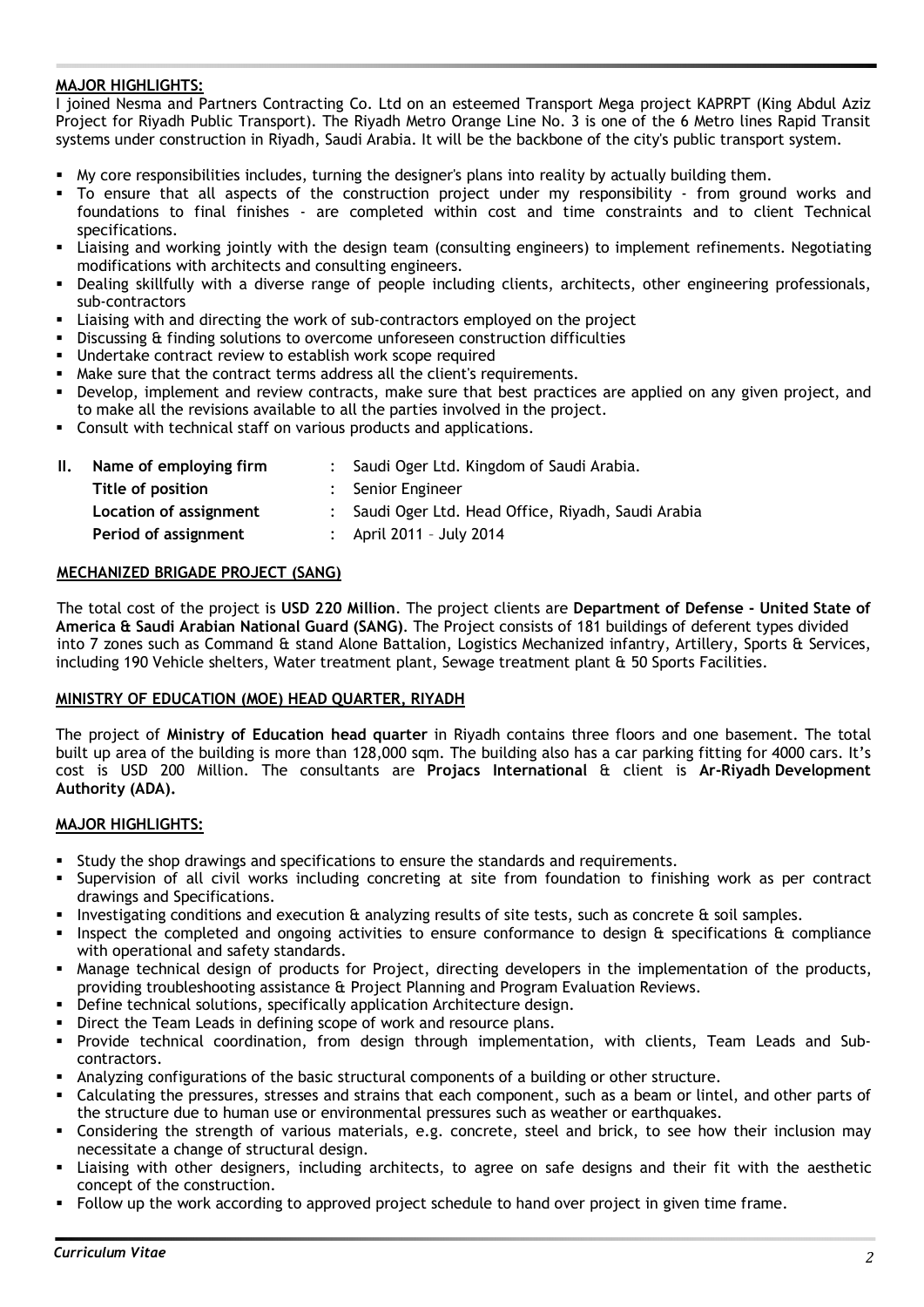**MAJOR HIGHLIGHTS:**

I joined Nesma and Partners Contracting Co. Ltd on an esteemed Transport Mega project KAPRPT (King Abdul Aziz Project for Riyadh Public Transport). The Riyadh Metro Orange Line No. 3 is one of the 6 Metro lines Rapid Transit systems under construction in Riyadh, Saudi Arabia. It will be the backbone of the city's public transport system.

- My core responsibilities includes, turning the designer's plans into reality by actually building them.
- To ensure that all aspects of the construction project under my responsibility - from ground works and foundations to final finishes - are completed within cost and time constraints and to client Technical specifications.
- Liaising and working jointly with the design team (consulting engineers) to implement refinements. Negotiating modifications with architects and consulting engineers.
- Dealing skillfully with a diverse range of people including clients, architects, other engineering professionals, sub-contractors
- Liaising with and directing the work of sub-contractors employed on the project
- Discussing & finding solutions to overcome unforeseen construction difficulties
- Undertake contract review to establish work scope required
- Make sure that the contract terms address all the client's requirements.
- Develop, implement and review contracts, make sure that best practices are applied on any given project, and to make all the revisions available to all the parties involved in the project.
- Consult with technical staff on various products and applications.

**II. Name of employing firm** : Saudi Oger Ltd. Kingdom of Saudi Arabia.
**Title of position** : Senior Engineer
**Location of assignment** : Saudi Oger Ltd. Head Office, Riyadh, Saudi Arabia
**Period of assignment** : April 2011 – July 2014

**MECHANIZED BRIGADE PROJECT (SANG)**

The total cost of the project is **USD 220 Million**. The project clients are **Department of Defense - United State of America & Saudi Arabian National Guard (SANG)**. The Project consists of 181 buildings of deferent types divided into 7 zones such as Command & stand Alone Battalion, Logistics Mechanized infantry, Artillery, Sports & Services, including 190 Vehicle shelters, Water treatment plant, Sewage treatment plant & 50 Sports Facilities.

**MINISTRY OF EDUCATION (MOE) HEAD QUARTER, RIYADH**

The project of **Ministry of Education head quarter** in Riyadh contains three floors and one basement. The total built up area of the building is more than 128,000 sqm. The building also has a car parking fitting for 4000 cars. It's cost is USD 200 Million. The consultants are **Projacs International** & client is **Ar-Riyadh Development Authority (ADA).**

**MAJOR HIGHLIGHTS:**

- Study the shop drawings and specifications to ensure the standards and requirements.
- Supervision of all civil works including concreting at site from foundation to finishing work as per contract drawings and Specifications.
- Investigating conditions and execution & analyzing results of site tests, such as concrete & soil samples.
- Inspect the completed and ongoing activities to ensure conformance to design & specifications & compliance with operational and safety standards.
- Manage technical design of products for Project, directing developers in the implementation of the products, providing troubleshooting assistance & Project Planning and Program Evaluation Reviews.
- Define technical solutions, specifically application Architecture design.
- Direct the Team Leads in defining scope of work and resource plans.
- Provide technical coordination, from design through implementation, with clients, Team Leads and Sub-contractors.
- Analyzing configurations of the basic structural components of a building or other structure.
- Calculating the pressures, stresses and strains that each component, such as a beam or lintel, and other parts of the structure due to human use or environmental pressures such as weather or earthquakes.
- Considering the strength of various materials, e.g. concrete, steel and brick, to see how their inclusion may necessitate a change of structural design.
- Liaising with other designers, including architects, to agree on safe designs and their fit with the aesthetic concept of the construction.
- Follow up the work according to approved project schedule to hand over project in given time frame.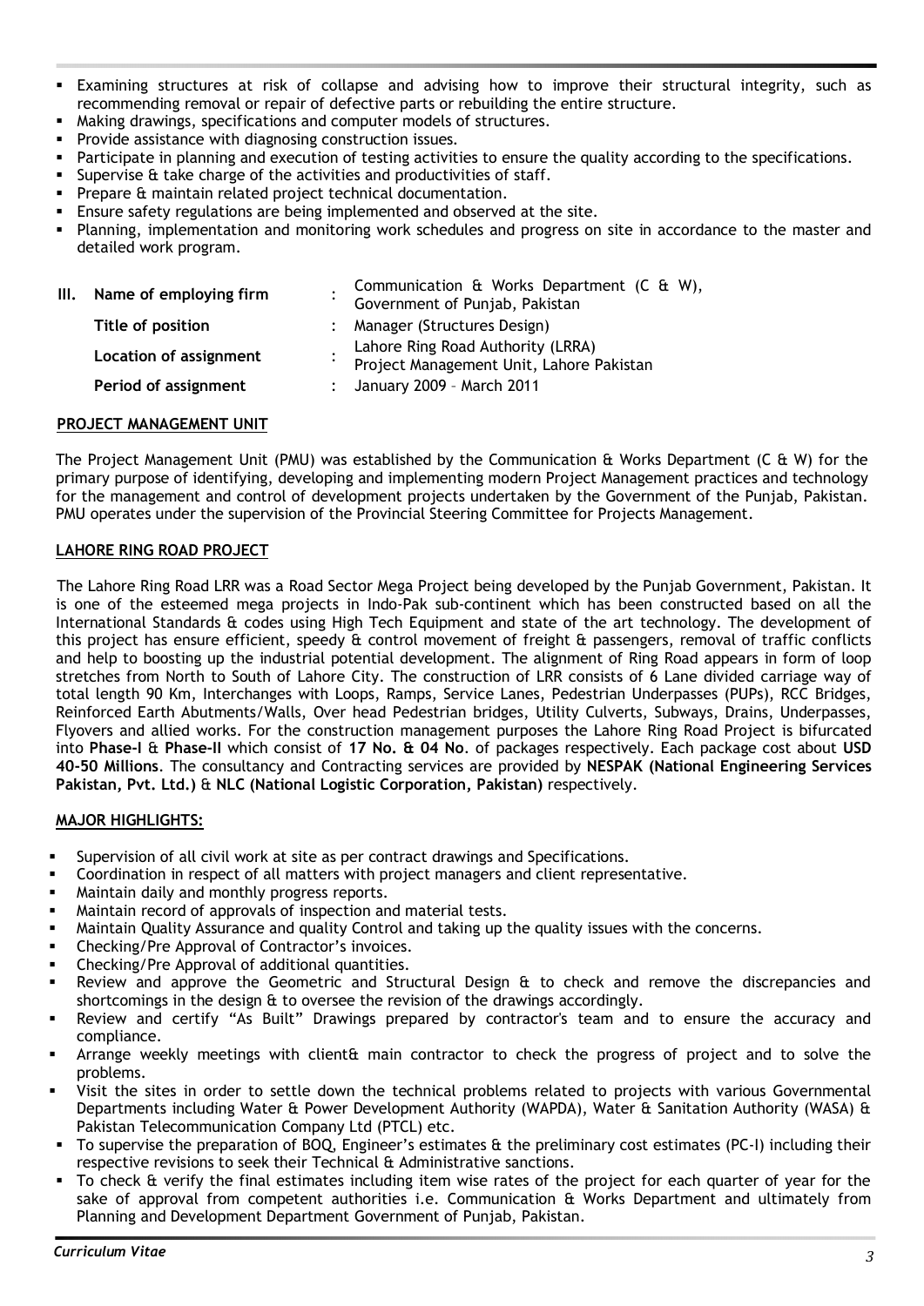- Examining structures at risk of collapse and advising how to improve their structural integrity, such as recommending removal or repair of defective parts or rebuilding the entire structure.
- Making drawings, specifications and computer models of structures.
- Provide assistance with diagnosing construction issues.
- Participate in planning and execution of testing activities to ensure the quality according to the specifications.
- Supervise & take charge of the activities and productivities of staff.
- Prepare & maintain related project technical documentation.
- Ensure safety regulations are being implemented and observed at the site.
- Planning, implementation and monitoring work schedules and progress on site in accordance to the master and detailed work program.

| III. | **Name of employing firm** | : | Communication & Works Department (C & W), Government of Punjab, Pakistan |
|---|---|---|---|
| | **Title of position** | : | Manager (Structures Design) |
| | **Location of assignment** | : | Lahore Ring Road Authority (LRRA) Project Management Unit, Lahore Pakistan |
| | **Period of assignment** | : | January 2009 – March 2011 |

**PROJECT MANAGEMENT UNIT**

The Project Management Unit (PMU) was established by the Communication & Works Department (C & W) for the primary purpose of identifying, developing and implementing modern Project Management practices and technology for the management and control of development projects undertaken by the Government of the Punjab, Pakistan. PMU operates under the supervision of the Provincial Steering Committee for Projects Management.

**LAHORE RING ROAD PROJECT**

The Lahore Ring Road LRR was a Road Sector Mega Project being developed by the Punjab Government, Pakistan. It is one of the esteemed mega projects in Indo-Pak sub-continent which has been constructed based on all the International Standards & codes using High Tech Equipment and state of the art technology. The development of this project has ensure efficient, speedy & control movement of freight & passengers, removal of traffic conflicts and help to boosting up the industrial potential development. The alignment of Ring Road appears in form of loop stretches from North to South of Lahore City. The construction of LRR consists of 6 Lane divided carriage way of total length 90 Km, Interchanges with Loops, Ramps, Service Lanes, Pedestrian Underpasses (PUPs), RCC Bridges, Reinforced Earth Abutments/Walls, Over head Pedestrian bridges, Utility Culverts, Subways, Drains, Underpasses, Flyovers and allied works. For the construction management purposes the Lahore Ring Road Project is bifurcated into **Phase-I** & **Phase-II** which consist of **17 No. & 04 No**. of packages respectively. Each package cost about **USD 40-50 Millions**. The consultancy and Contracting services are provided by **NESPAK (National Engineering Services Pakistan, Pvt. Ltd.)** & **NLC (National Logistic Corporation, Pakistan)** respectively.

**MAJOR HIGHLIGHTS:**

- Supervision of all civil work at site as per contract drawings and Specifications.
- Coordination in respect of all matters with project managers and client representative.
- Maintain daily and monthly progress reports.
- Maintain record of approvals of inspection and material tests.
- Maintain Quality Assurance and quality Control and taking up the quality issues with the concerns.
- Checking/Pre Approval of Contractor's invoices.
- Checking/Pre Approval of additional quantities.
- Review and approve the Geometric and Structural Design & to check and remove the discrepancies and shortcomings in the design & to oversee the revision of the drawings accordingly.
- Review and certify "As Built" Drawings prepared by contractor's team and to ensure the accuracy and compliance.
- Arrange weekly meetings with client& main contractor to check the progress of project and to solve the problems.
- Visit the sites in order to settle down the technical problems related to projects with various Governmental Departments including Water & Power Development Authority (WAPDA), Water & Sanitation Authority (WASA) & Pakistan Telecommunication Company Ltd (PTCL) etc.
- To supervise the preparation of BOQ, Engineer's estimates & the preliminary cost estimates (PC-I) including their respective revisions to seek their Technical & Administrative sanctions.
- To check & verify the final estimates including item wise rates of the project for each quarter of year for the sake of approval from competent authorities i.e. Communication & Works Department and ultimately from Planning and Development Department Government of Punjab, Pakistan.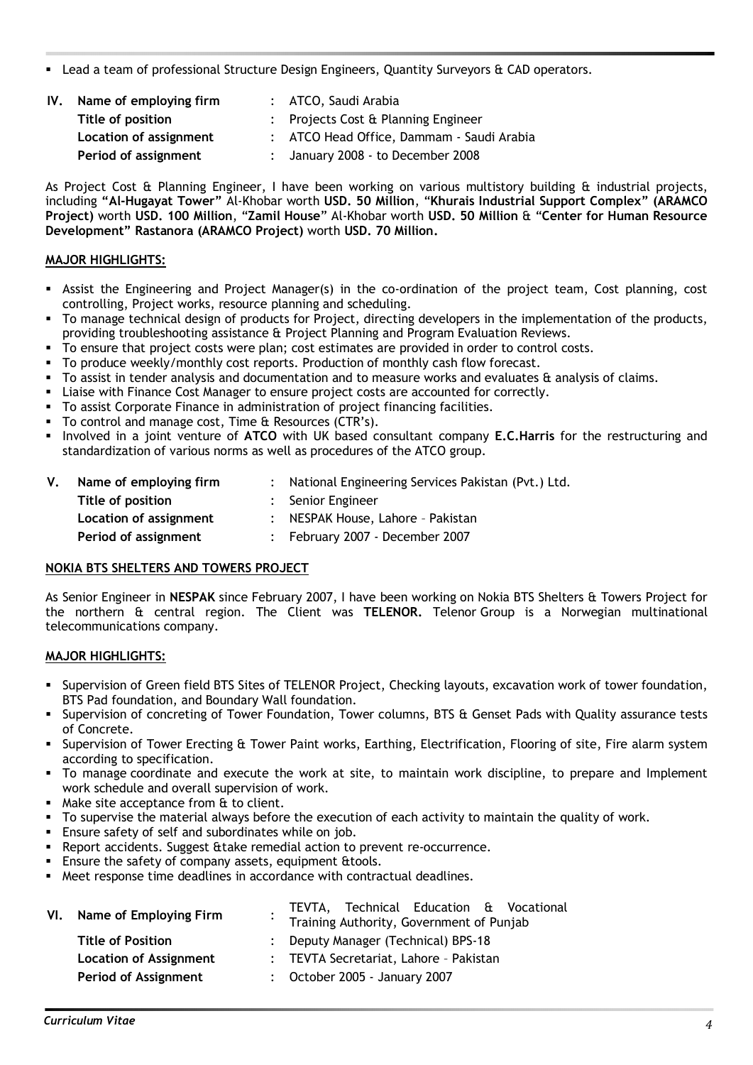- Lead a team of professional Structure Design Engineers, Quantity Surveyors & CAD operators.

| | | | |
|---|---|---|---|
| **IV.** | **Name of employing firm** | : | ATCO, Saudi Arabia |
| | **Title of position** | : | Projects Cost & Planning Engineer |
| | **Location of assignment** | : | ATCO Head Office, Dammam - Saudi Arabia |
| | **Period of assignment** | : | January 2008 - to December 2008 |

As Project Cost & Planning Engineer, I have been working on various multistory building & industrial projects, including **"Al-Hugayat Tower"** Al-Khobar worth **USD. 50 Million**, **"Khurais Industrial Support Complex" (ARAMCO Project)** worth **USD. 100 Million**, **"Zamil House"** Al-Khobar worth **USD. 50 Million** & **"Center for Human Resource Development" Rastanora (ARAMCO Project)** worth **USD. 70 Million.**

**MAJOR HIGHLIGHTS:**

- Assist the Engineering and Project Manager(s) in the co-ordination of the project team, Cost planning, cost controlling, Project works, resource planning and scheduling.
- To manage technical design of products for Project, directing developers in the implementation of the products, providing troubleshooting assistance & Project Planning and Program Evaluation Reviews.
- To ensure that project costs were plan; cost estimates are provided in order to control costs.
- To produce weekly/monthly cost reports. Production of monthly cash flow forecast.
- To assist in tender analysis and documentation and to measure works and evaluates & analysis of claims.
- Liaise with Finance Cost Manager to ensure project costs are accounted for correctly.
- To assist Corporate Finance in administration of project financing facilities.
- To control and manage cost, Time & Resources (CTR's).
- Involved in a joint venture of **ATCO** with UK based consultant company **E.C.Harris** for the restructuring and standardization of various norms as well as procedures of the ATCO group.

| | | | |
|---|---|---|---|
| **V.** | **Name of employing firm** | : | National Engineering Services Pakistan (Pvt.) Ltd. |
| | **Title of position** | : | Senior Engineer |
| | **Location of assignment** | : | NESPAK House, Lahore – Pakistan |
| | **Period of assignment** | : | February 2007 - December 2007 |

**NOKIA BTS SHELTERS AND TOWERS PROJECT**

As Senior Engineer in **NESPAK** since February 2007, I have been working on Nokia BTS Shelters & Towers Project for the northern & central region. The Client was **TELENOR.** Telenor Group is a Norwegian multinational telecommunications company.

**MAJOR HIGHLIGHTS:**

- Supervision of Green field BTS Sites of TELENOR Project, Checking layouts, excavation work of tower foundation, BTS Pad foundation, and Boundary Wall foundation.
- Supervision of concreting of Tower Foundation, Tower columns, BTS & Genset Pads with Quality assurance tests of Concrete.
- Supervision of Tower Erecting & Tower Paint works, Earthing, Electrification, Flooring of site, Fire alarm system according to specification.
- To manage coordinate and execute the work at site, to maintain work discipline, to prepare and Implement work schedule and overall supervision of work.
- Make site acceptance from & to client.
- To supervise the material always before the execution of each activity to maintain the quality of work.
- Ensure safety of self and subordinates while on job.
- Report accidents. Suggest &take remedial action to prevent re-occurrence.
- Ensure the safety of company assets, equipment &tools.
- Meet response time deadlines in accordance with contractual deadlines.

| | | | |
|---|---|---|---|
| **VI.** | **Name of Employing Firm** | : | TEVTA, Technical Education & Vocational Training Authority, Government of Punjab |
| | **Title of Position** | : | Deputy Manager (Technical) BPS-18 |
| | **Location of Assignment** | : | TEVTA Secretariat, Lahore – Pakistan |
| | **Period of Assignment** | : | October 2005 - January 2007 |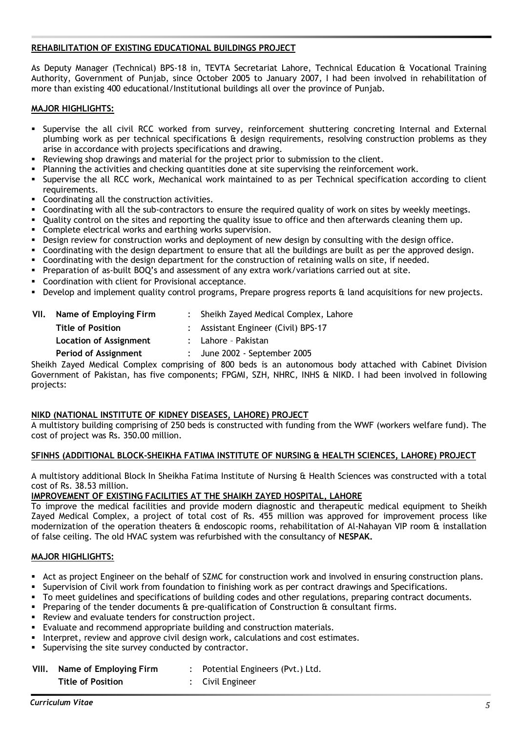**REHABILITATION OF EXISTING EDUCATIONAL BUILDINGS PROJECT**

As Deputy Manager (Technical) BPS-18 in, TEVTA Secretariat Lahore, Technical Education & Vocational Training Authority, Government of Punjab, since October 2005 to January 2007, I had been involved in rehabilitation of more than existing 400 educational/Institutional buildings all over the province of Punjab.

**MAJOR HIGHLIGHTS:**

- Supervise the all civil RCC worked from survey, reinforcement shuttering concreting Internal and External plumbing work as per technical specifications & design requirements, resolving construction problems as they arise in accordance with projects specifications and drawing.
- Reviewing shop drawings and material for the project prior to submission to the client.
- Planning the activities and checking quantities done at site supervising the reinforcement work.
- Supervise the all RCC work, Mechanical work maintained to as per Technical specification according to client requirements.
- Coordinating all the construction activities.
- Coordinating with all the sub-contractors to ensure the required quality of work on sites by weekly meetings.
- Quality control on the sites and reporting the quality issue to office and then afterwards cleaning them up.
- Complete electrical works and earthing works supervision.
- Design review for construction works and deployment of new design by consulting with the design office.
- Coordinating with the design department to ensure that all the buildings are built as per the approved design.
- Coordinating with the design department for the construction of retaining walls on site, if needed.
- Preparation of as-built BOQ's and assessment of any extra work/variations carried out at site.
- Coordination with client for Provisional acceptance.
- Develop and implement quality control programs, Prepare progress reports & land acquisitions for new projects.

**VII. Name of Employing Firm** : Sheikh Zayed Medical Complex, Lahore
**Title of Position** : Assistant Engineer (Civil) BPS-17
**Location of Assignment** : Lahore – Pakistan
**Period of Assignment** : June 2002 - September 2005

Sheikh Zayed Medical Complex comprising of 800 beds is an autonomous body attached with Cabinet Division Government of Pakistan, has five components; FPGMI, SZH, NHRC, INHS & NIKD. I had been involved in following projects:

**NIKD (NATIONAL INSTITUTE OF KIDNEY DISEASES, LAHORE) PROJECT**

A multistory building comprising of 250 beds is constructed with funding from the WWF (workers welfare fund). The cost of project was Rs. 350.00 million.

**SFINHS (ADDITIONAL BLOCK-SHEIKHA FATIMA INSTITUTE OF NURSING & HEALTH SCIENCES, LAHORE) PROJECT**

A multistory additional Block In Sheikha Fatima Institute of Nursing & Health Sciences was constructed with a total cost of Rs. 38.53 million.

**IMPROVEMENT OF EXISTING FACILITIES AT THE SHAIKH ZAYED HOSPITAL, LAHORE**

To improve the medical facilities and provide modern diagnostic and therapeutic medical equipment to Sheikh Zayed Medical Complex, a project of total cost of Rs. 455 million was approved for improvement process like modernization of the operation theaters & endoscopic rooms, rehabilitation of Al-Nahayan VIP room & installation of false ceiling. The old HVAC system was refurbished with the consultancy of **NESPAK.**

**MAJOR HIGHLIGHTS:**

- Act as project Engineer on the behalf of SZMC for construction work and involved in ensuring construction plans.
- Supervision of Civil work from foundation to finishing work as per contract drawings and Specifications.
- To meet guidelines and specifications of building codes and other regulations, preparing contract documents.
- Preparing of the tender documents & pre-qualification of Construction & consultant firms.
- Review and evaluate tenders for construction project.
- Evaluate and recommend appropriate building and construction materials.
- Interpret, review and approve civil design work, calculations and cost estimates.
- Supervising the site survey conducted by contractor.

**VIII. Name of Employing Firm** : Potential Engineers (Pvt.) Ltd.
**Title of Position** : Civil Engineer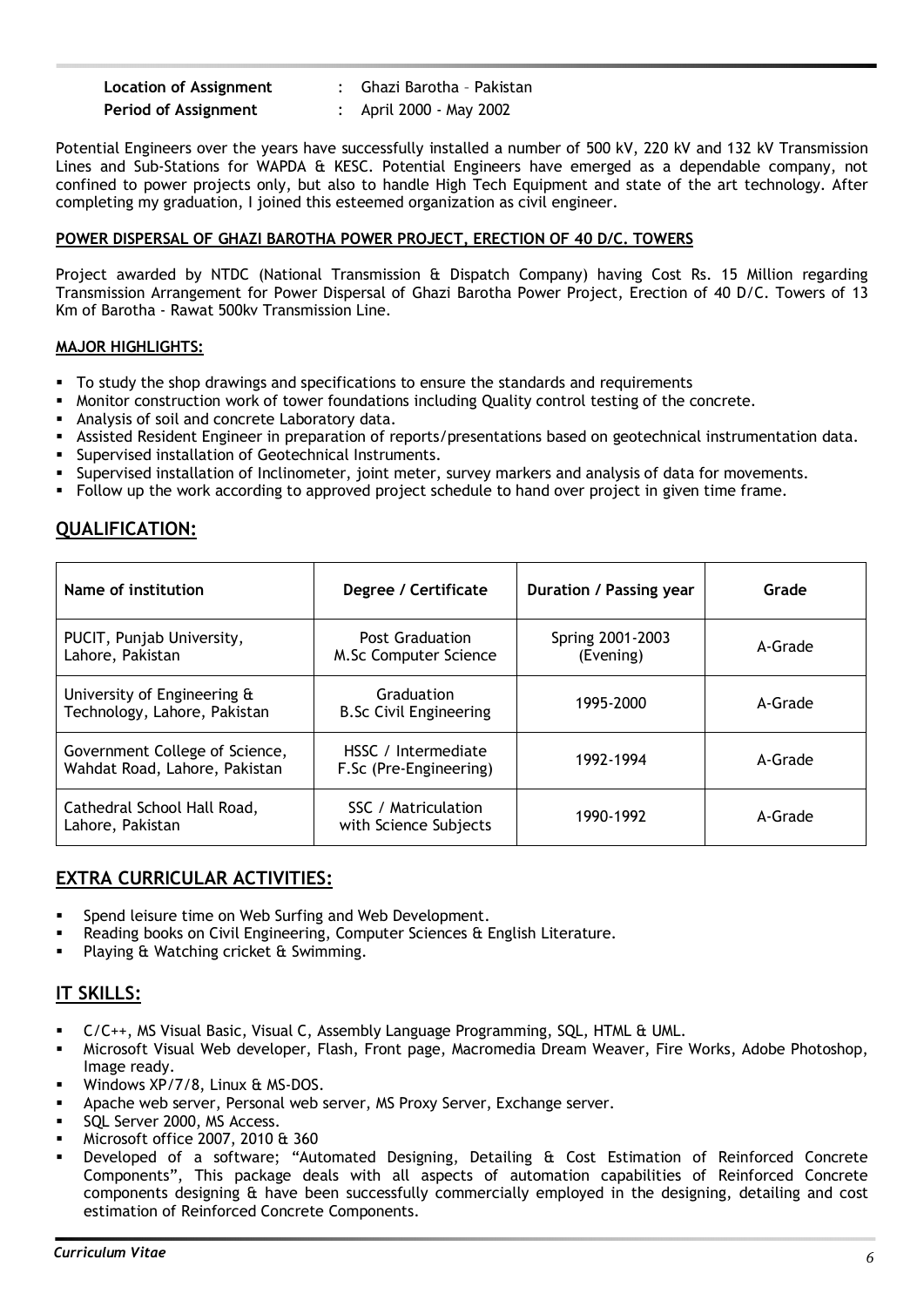**Location of Assignment** : Ghazi Barotha – Pakistan
**Period of Assignment** : April 2000 - May 2002

Potential Engineers over the years have successfully installed a number of 500 kV, 220 kV and 132 kV Transmission Lines and Sub-Stations for WAPDA & KESC. Potential Engineers have emerged as a dependable company, not confined to power projects only, but also to handle High Tech Equipment and state of the art technology. After completing my graduation, I joined this esteemed organization as civil engineer.

**POWER DISPERSAL OF GHAZI BAROTHA POWER PROJECT, ERECTION OF 40 D/C. TOWERS**

Project awarded by NTDC (National Transmission & Dispatch Company) having Cost Rs. 15 Million regarding Transmission Arrangement for Power Dispersal of Ghazi Barotha Power Project, Erection of 40 D/C. Towers of 13 Km of Barotha - Rawat 500kv Transmission Line.

**MAJOR HIGHLIGHTS:**

- To study the shop drawings and specifications to ensure the standards and requirements
- Monitor construction work of tower foundations including Quality control testing of the concrete.
- Analysis of soil and concrete Laboratory data.
- Assisted Resident Engineer in preparation of reports/presentations based on geotechnical instrumentation data.
- Supervised installation of Geotechnical Instruments.
- Supervised installation of Inclinometer, joint meter, survey markers and analysis of data for movements.
- Follow up the work according to approved project schedule to hand over project in given time frame.

## QUALIFICATION:

| Name of institution | Degree / Certificate | Duration / Passing year | Grade |
|---|---|---|---|
| PUCIT, Punjab University, Lahore, Pakistan | Post Graduation M.Sc Computer Science | Spring 2001-2003 (Evening) | A-Grade |
| University of Engineering & Technology, Lahore, Pakistan | Graduation B.Sc Civil Engineering | 1995-2000 | A-Grade |
| Government College of Science, Wahdat Road, Lahore, Pakistan | HSSC / Intermediate F.Sc (Pre-Engineering) | 1992-1994 | A-Grade |
| Cathedral School Hall Road, Lahore, Pakistan | SSC / Matriculation with Science Subjects | 1990-1992 | A-Grade |

## EXTRA CURRICULAR ACTIVITIES:

- Spend leisure time on Web Surfing and Web Development.
- Reading books on Civil Engineering, Computer Sciences & English Literature.
- Playing & Watching cricket & Swimming.

## IT SKILLS:

- C/C++, MS Visual Basic, Visual C, Assembly Language Programming, SQL, HTML & UML.
- Microsoft Visual Web developer, Flash, Front page, Macromedia Dream Weaver, Fire Works, Adobe Photoshop, Image ready.
- Windows XP/7/8, Linux & MS-DOS.
- Apache web server, Personal web server, MS Proxy Server, Exchange server.
- SQL Server 2000, MS Access.
- Microsoft office 2007, 2010 & 360
- Developed of a software; "Automated Designing, Detailing & Cost Estimation of Reinforced Concrete Components", This package deals with all aspects of automation capabilities of Reinforced Concrete components designing & have been successfully commercially employed in the designing, detailing and cost estimation of Reinforced Concrete Components.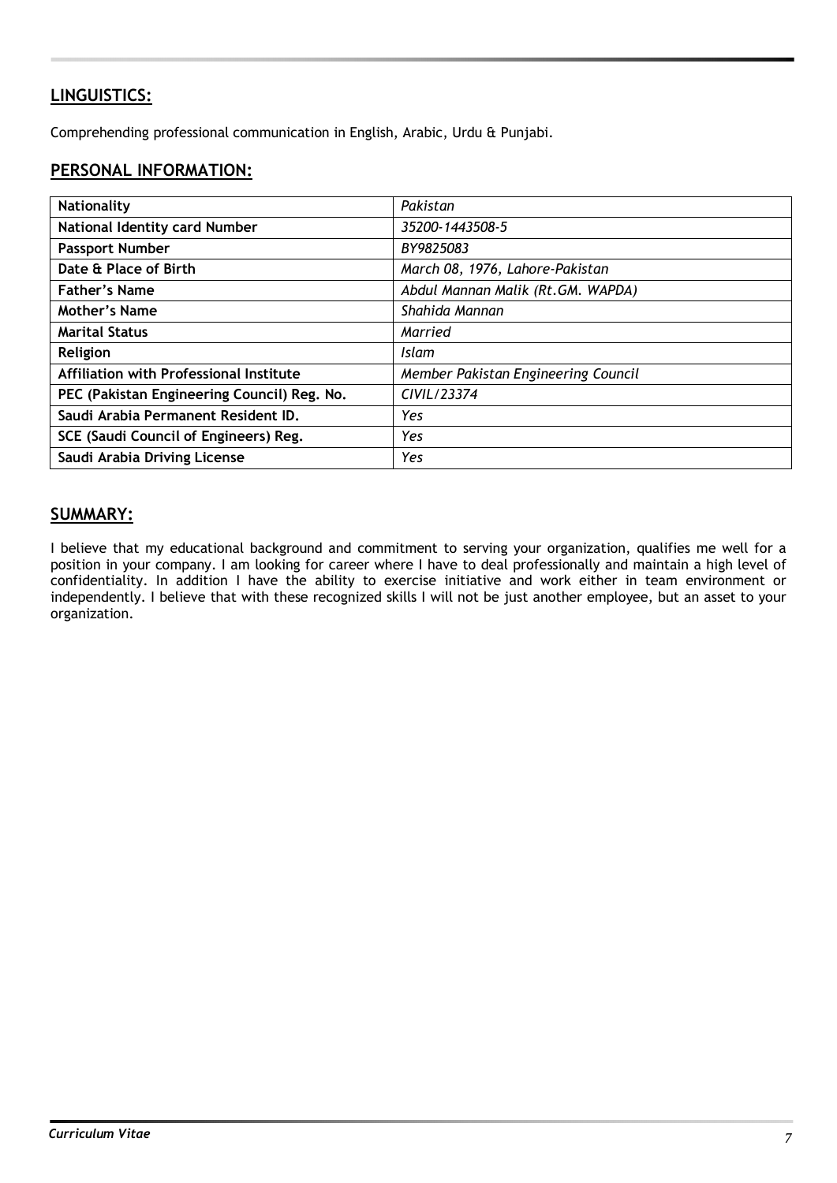## LINGUISTICS:

Comprehending professional communication in English, Arabic, Urdu & Punjabi.

## PERSONAL INFORMATION:

| | |
|---|---|
| **Nationality** | *Pakistan* |
| **National Identity card Number** | *35200-1443508-5* |
| **Passport Number** | *BY9825083* |
| **Date & Place of Birth** | *March 08, 1976, Lahore-Pakistan* |
| **Father's Name** | *Abdul Mannan Malik (Rt.GM. WAPDA)* |
| **Mother's Name** | *Shahida Mannan* |
| **Marital Status** | *Married* |
| **Religion** | *Islam* |
| **Affiliation with Professional Institute** | *Member Pakistan Engineering Council* |
| **PEC (Pakistan Engineering Council) Reg. No.** | *CIVIL/23374* |
| **Saudi Arabia Permanent Resident ID.** | *Yes* |
| **SCE (Saudi Council of Engineers) Reg.** | *Yes* |
| **Saudi Arabia Driving License** | *Yes* |

## SUMMARY:

I believe that my educational background and commitment to serving your organization, qualifies me well for a position in your company. I am looking for career where I have to deal professionally and maintain a high level of confidentiality. In addition I have the ability to exercise initiative and work either in team environment or independently. I believe that with these recognized skills I will not be just another employee, but an asset to your organization.